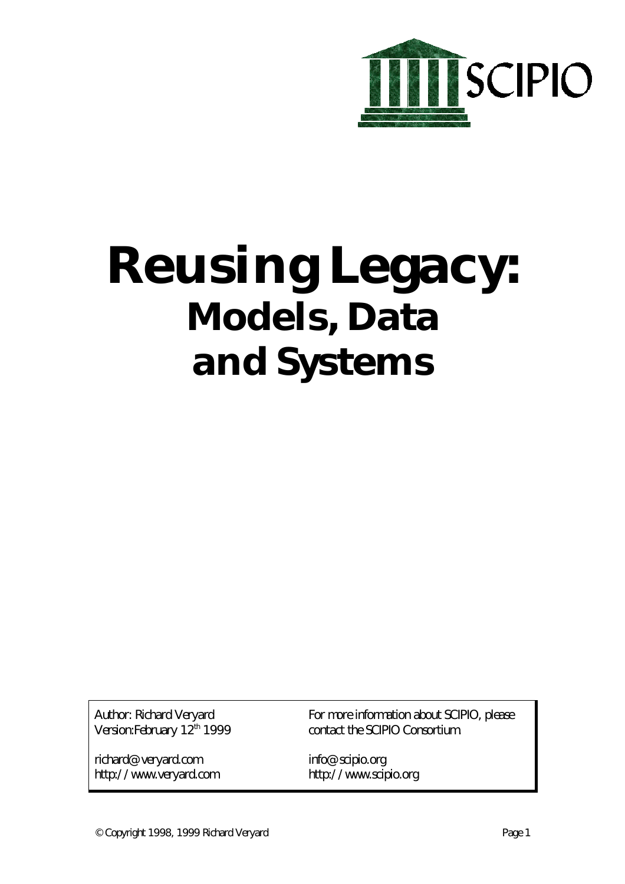SCIPIO

# Reusing Legacy:
## Models, Data and Systems

Author: Richard Veryard
Version: February 12th 1999

richard@veryard.com
http://www.veryard.com

For more information about SCIPIO, please contact the SCIPIO Consortium

info@scipio.org
http://www.scipio.org

© Copyright 1998, 1999 Richard Veryard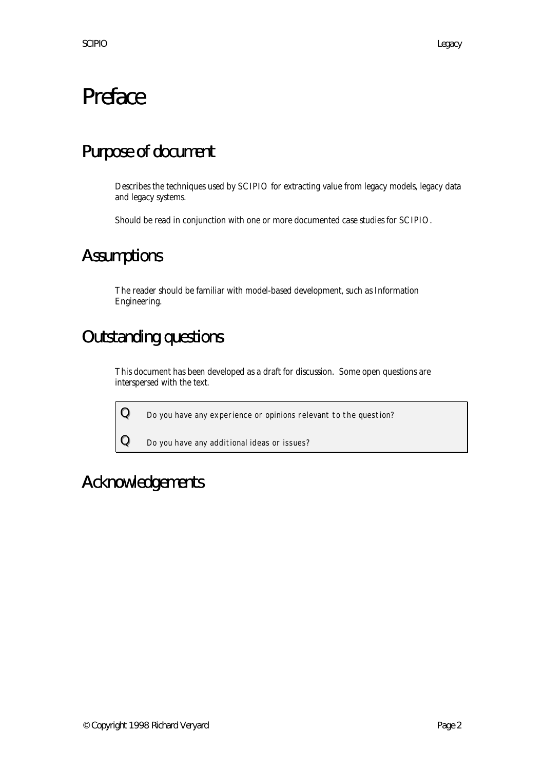# Preface

## Purpose of document

Describes the techniques used by SCIPIO for extracting value from legacy models, legacy data and legacy systems.

Should be read in conjunction with one or more documented case studies for SCIPIO.

## Assumptions

The reader should be familiar with model-based development, such as Information Engineering.

## Outstanding questions

This document has been developed as a draft for discussion. Some open questions are interspersed with the text.

| | |
|---|---|
| **Q** | Do you have any experience or opinions relevant to the question? |
| **Q** | Do you have any additional ideas or issues? |

## Acknowledgements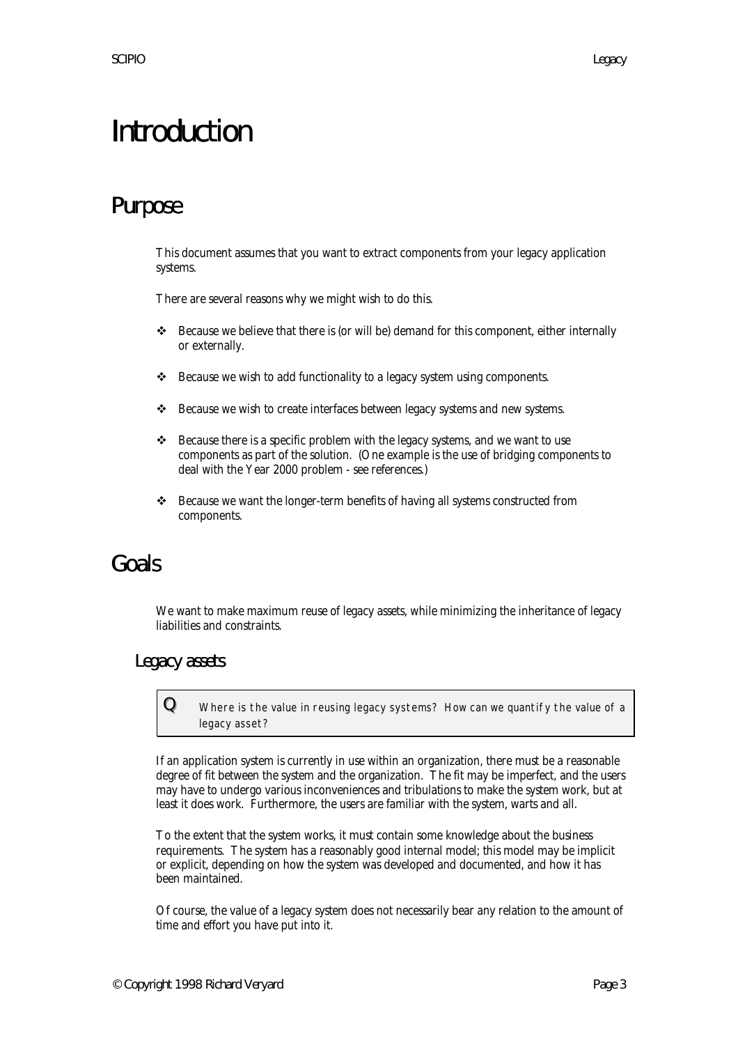# Introduction

## Purpose

This document assumes that you want to extract components from your legacy application systems.

There are several reasons why we might wish to do this.

- Because we believe that there is (or will be) demand for this component, either internally or externally.
- Because we wish to add functionality to a legacy system using components.
- Because we wish to create interfaces between legacy systems and new systems.
- Because there is a specific problem with the legacy systems, and we want to use components as part of the solution. (One example is the use of bridging components to deal with the Year 2000 problem - see references.)
- Because we want the longer-term benefits of having all systems constructed from components.

## Goals

We want to make maximum reuse of legacy assets, while minimizing the inheritance of legacy liabilities and constraints.

### Legacy assets

> **Q** *Where is the value in reusing legacy systems? How can we quantify the value of a legacy asset?*

If an application system is currently in use within an organization, there must be a reasonable degree of fit between the system and the organization. The fit may be imperfect, and the users may have to undergo various inconveniences and tribulations to make the system work, but at least it does work. Furthermore, the users are familiar with the system, warts and all.

To the extent that the system works, it must contain some knowledge about the business requirements. The system has a reasonably good internal model; this model may be implicit or explicit, depending on how the system was developed and documented, and how it has been maintained.

Of course, the value of a legacy system does not necessarily bear any relation to the amount of time and effort you have put into it.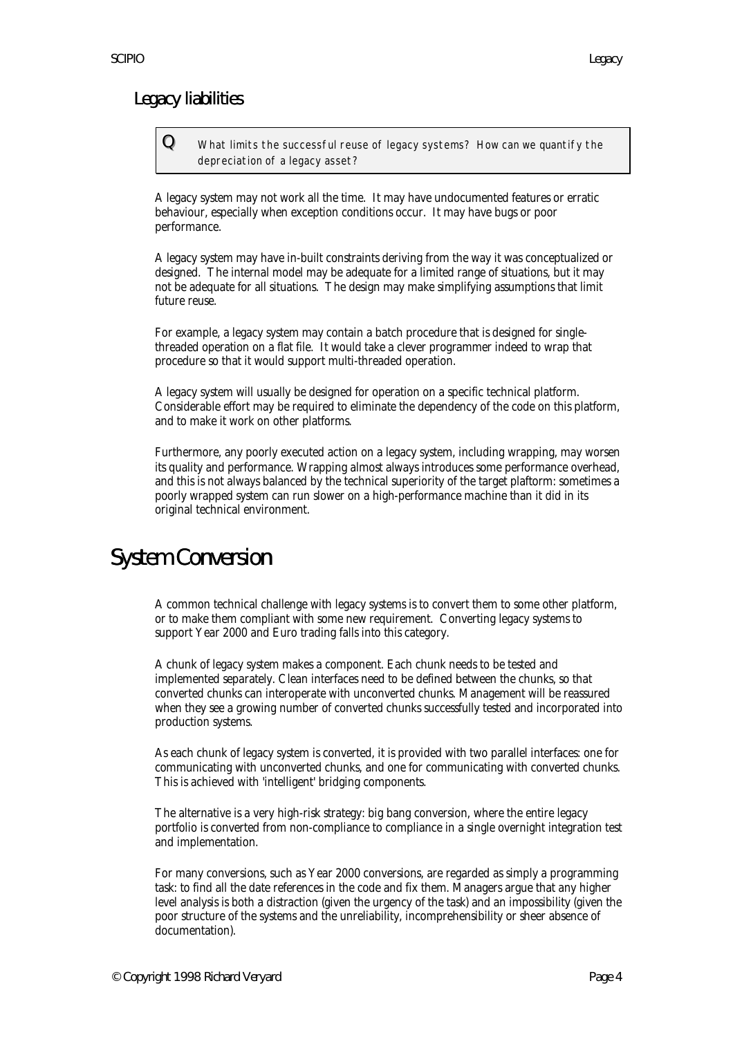## Legacy liabilities

> **Q** What limits the successful reuse of legacy systems? How can we quantify the depreciation of a legacy asset?

A legacy system may not work all the time. It may have undocumented features or erratic behaviour, especially when exception conditions occur. It may have bugs or poor performance.

A legacy system may have in-built constraints deriving from the way it was conceptualized or designed. The internal model may be adequate for a limited range of situations, but it may not be adequate for all situations. The design may make simplifying assumptions that limit future reuse.

For example, a legacy system may contain a batch procedure that is designed for single-threaded operation on a flat file. It would take a clever programmer indeed to wrap that procedure so that it would support multi-threaded operation.

A legacy system will usually be designed for operation on a specific technical platform. Considerable effort may be required to eliminate the dependency of the code on this platform, and to make it work on other platforms.

Furthermore, any poorly executed action on a legacy system, including wrapping, may worsen its quality and performance. Wrapping almost always introduces some performance overhead, and this is not always balanced by the technical superiority of the target plaftorm: sometimes a poorly wrapped system can run slower on a high-performance machine than it did in its original technical environment.

# System Conversion

A common technical challenge with legacy systems is to convert them to some other platform, or to make them compliant with some new requirement. Converting legacy systems to support Year 2000 and Euro trading falls into this category.

A chunk of legacy system makes a component. Each chunk needs to be tested and implemented separately. Clean interfaces need to be defined between the chunks, so that converted chunks can interoperate with unconverted chunks. Management will be reassured when they see a growing number of converted chunks successfully tested and incorporated into production systems.

As each chunk of legacy system is converted, it is provided with two parallel interfaces: one for communicating with unconverted chunks, and one for communicating with converted chunks. This is achieved with 'intelligent' bridging components.

The alternative is a very high-risk strategy: big bang conversion, where the entire legacy portfolio is converted from non-compliance to compliance in a single overnight integration test and implementation.

For many conversions, such as Year 2000 conversions, are regarded as simply a programming task: to find all the date references in the code and fix them. Managers argue that any higher level analysis is both a distraction (given the urgency of the task) and an impossibility (given the poor structure of the systems and the unreliability, incomprehensibility or sheer absence of documentation).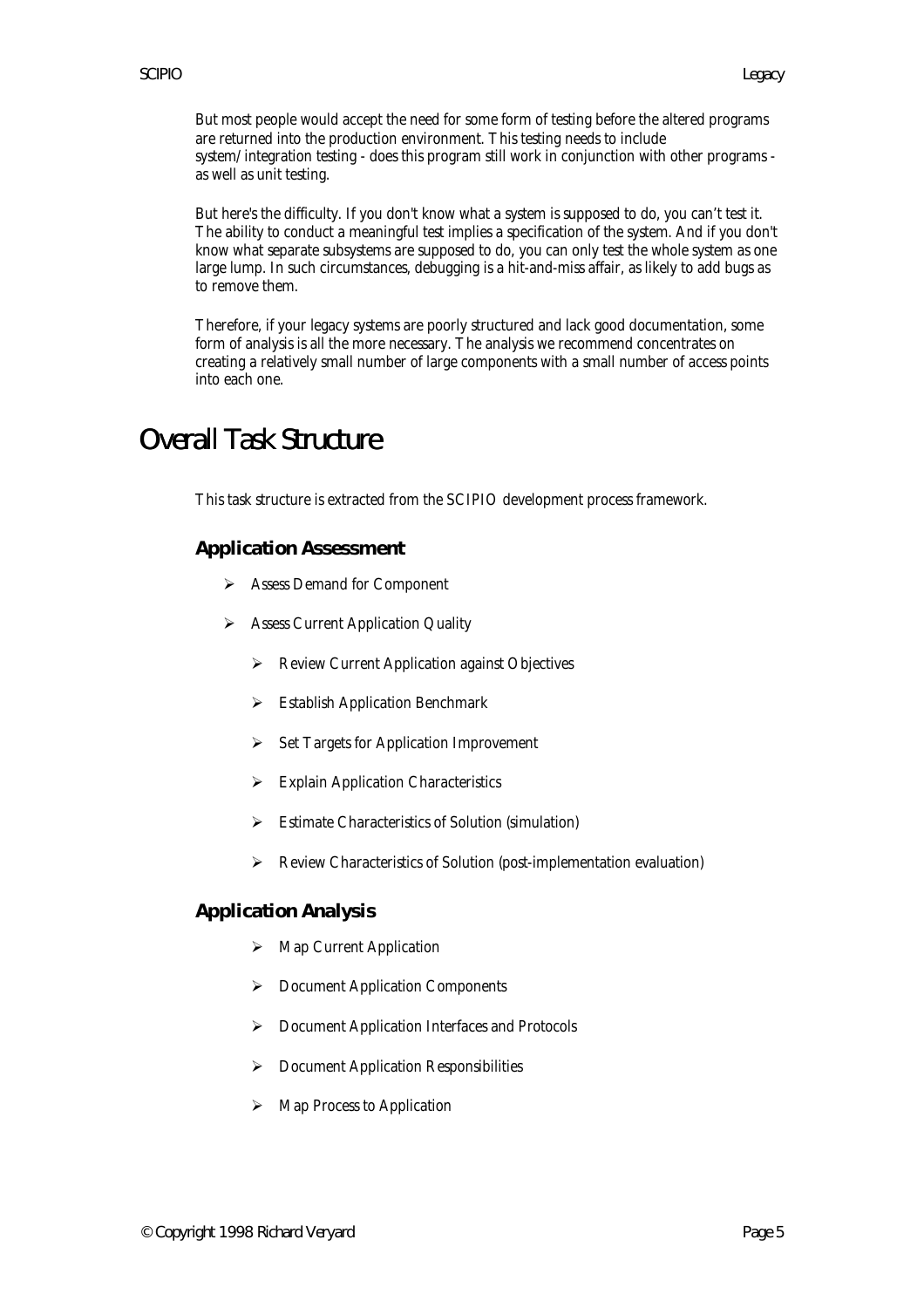But most people would accept the need for some form of testing before the altered programs are returned into the production environment. This testing needs to include system/integration testing - does this program still work in conjunction with other programs - as well as unit testing.

But here's the difficulty. If you don't know what a system is supposed to do, you can't test it. The ability to conduct a meaningful test implies a specification of the system. And if you don't know what separate subsystems are supposed to do, you can only test the whole system as one large lump. In such circumstances, debugging is a hit-and-miss affair, as likely to add bugs as to remove them.

Therefore, if your legacy systems are poorly structured and lack good documentation, some form of analysis is all the more necessary. The analysis we recommend concentrates on creating a relatively small number of large components with a small number of access points into each one.

# Overall Task Structure

This task structure is extracted from the SCIPIO development process framework.

### Application Assessment

- Assess Demand for Component
- Assess Current Application Quality
  - Review Current Application against Objectives
  - Establish Application Benchmark
  - Set Targets for Application Improvement
  - Explain Application Characteristics
  - Estimate Characteristics of Solution (simulation)
  - Review Characteristics of Solution (post-implementation evaluation)

### Application Analysis

- Map Current Application
- Document Application Components
- Document Application Interfaces and Protocols
- Document Application Responsibilities
- Map Process to Application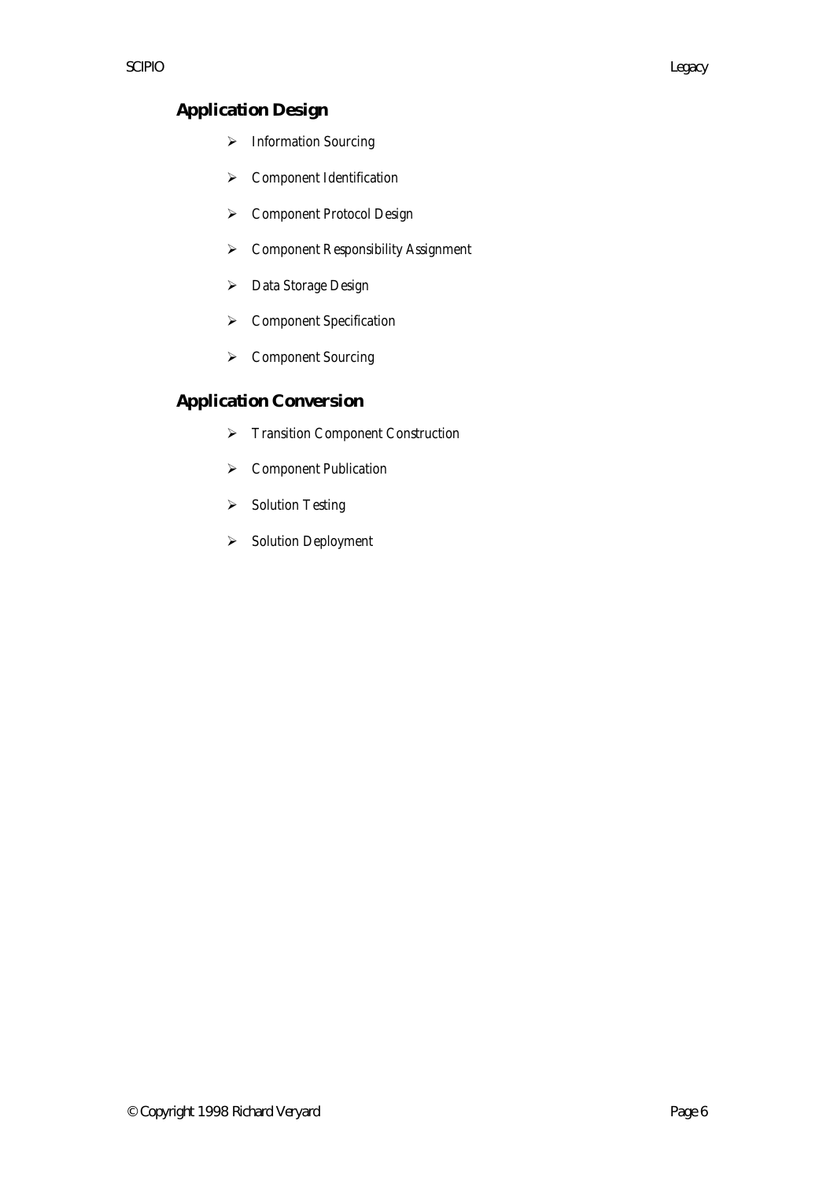## Application Design

- Information Sourcing
- Component Identification
- Component Protocol Design
- Component Responsibility Assignment
- Data Storage Design
- Component Specification
- Component Sourcing

## Application Conversion

- Transition Component Construction
- Component Publication
- Solution Testing
- Solution Deployment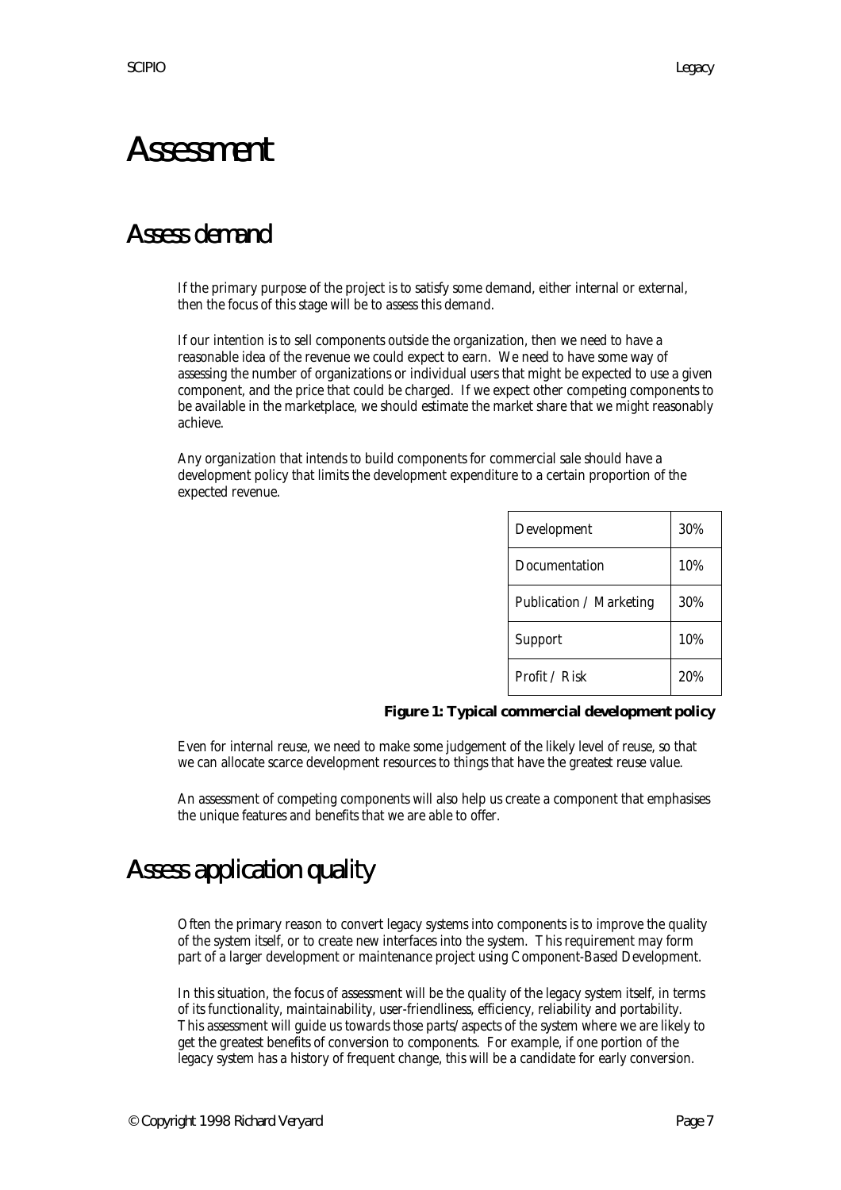# Assessment

## Assess demand

If the primary purpose of the project is to satisfy some demand, either internal or external, then the focus of this stage will be to assess this demand.

If our intention is to sell components outside the organization, then we need to have a reasonable idea of the revenue we could expect to earn. We need to have some way of assessing the number of organizations or individual users that might be expected to use a given component, and the price that could be charged. If we expect other competing components to be available in the marketplace, we should estimate the market share that we might reasonably achieve.

Any organization that intends to build components for commercial sale should have a development policy that limits the development expenditure to a certain proportion of the expected revenue.

| | |
|---|---|
| Development | 30% |
| Documentation | 10% |
| Publication / Marketing | 30% |
| Support | 10% |
| Profit / Risk | 20% |

**Figure 1: Typical commercial development policy**

Even for internal reuse, we need to make some judgement of the likely level of reuse, so that we can allocate scarce development resources to things that have the greatest reuse value.

An assessment of competing components will also help us create a component that emphasises the unique features and benefits that we are able to offer.

## Assess application quality

Often the primary reason to convert legacy systems into components is to improve the quality of the system itself, or to create new interfaces into the system. This requirement may form part of a larger development or maintenance project using Component-Based Development.

In this situation, the focus of assessment will be the quality of the legacy system itself, in terms of its functionality, maintainability, user-friendliness, efficiency, reliability and portability. This assessment will guide us towards those parts/aspects of the system where we are likely to get the greatest benefits of conversion to components. For example, if one portion of the legacy system has a history of frequent change, this will be a candidate for early conversion.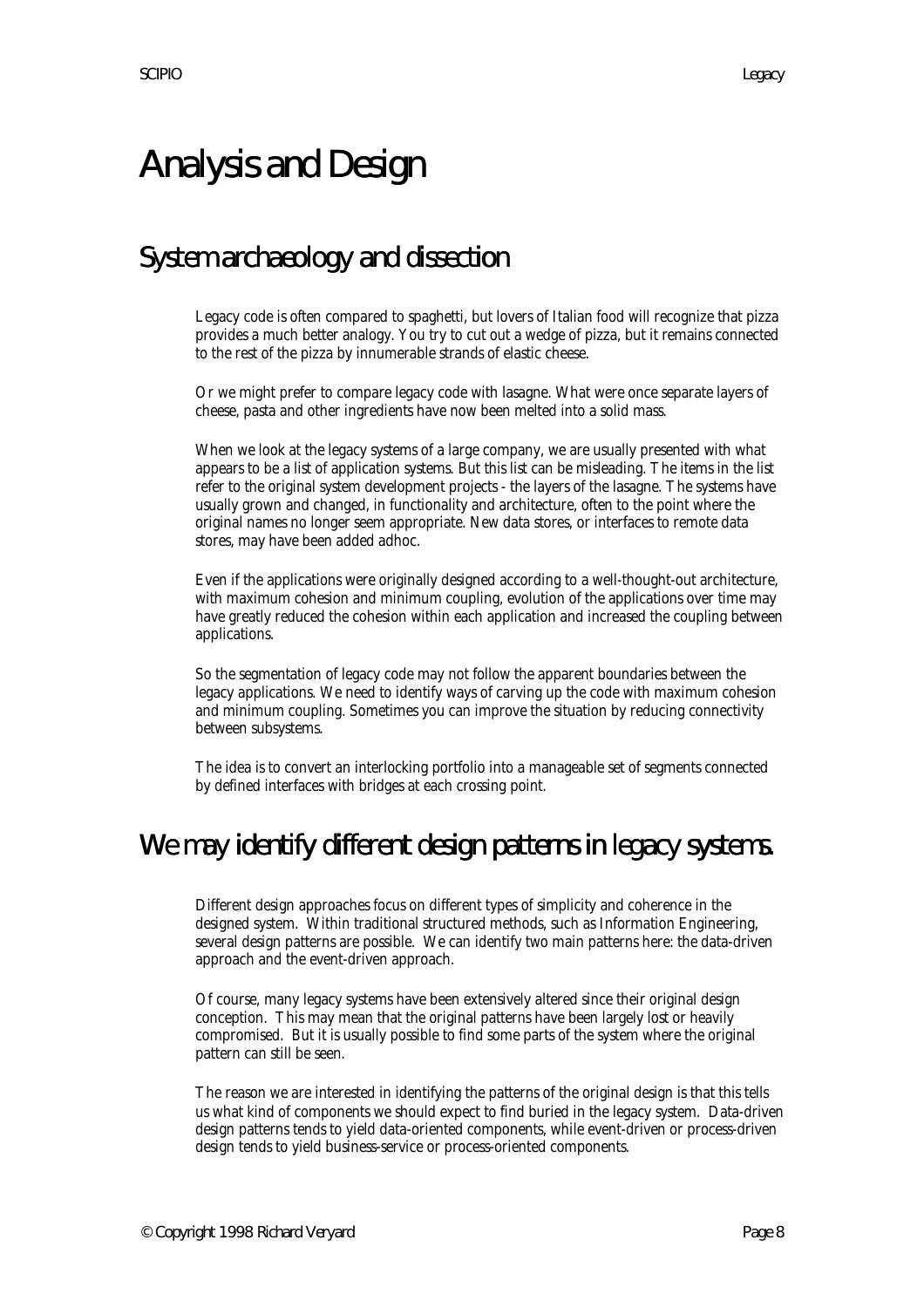# Analysis and Design

## System archaeology and dissection

Legacy code is often compared to spaghetti, but lovers of Italian food will recognize that pizza provides a much better analogy. You try to cut out a wedge of pizza, but it remains connected to the rest of the pizza by innumerable strands of elastic cheese.

Or we might prefer to compare legacy code with lasagne. What were once separate layers of cheese, pasta and other ingredients have now been melted into a solid mass.

When we look at the legacy systems of a large company, we are usually presented with what appears to be a list of application systems. But this list can be misleading. The items in the list refer to the original system development projects - the layers of the lasagne. The systems have usually grown and changed, in functionality and architecture, often to the point where the original names no longer seem appropriate. New data stores, or interfaces to remote data stores, may have been added adhoc.

Even if the applications were originally designed according to a well-thought-out architecture, with maximum cohesion and minimum coupling, evolution of the applications over time may have greatly reduced the cohesion within each application and increased the coupling between applications.

So the segmentation of legacy code may not follow the apparent boundaries between the legacy applications. We need to identify ways of carving up the code with maximum cohesion and minimum coupling. Sometimes you can improve the situation by reducing connectivity between subsystems.

The idea is to convert an interlocking portfolio into a manageable set of segments connected by defined interfaces with bridges at each crossing point.

## We may identify different design patterns in legacy systems.

Different design approaches focus on different types of simplicity and coherence in the designed system. Within traditional structured methods, such as Information Engineering, several design patterns are possible. We can identify two main patterns here: the data-driven approach and the event-driven approach.

Of course, many legacy systems have been extensively altered since their original design conception. This may mean that the original patterns have been largely lost or heavily compromised. But it is usually possible to find some parts of the system where the original pattern can still be seen.

The reason we are interested in identifying the patterns of the original design is that this tells us what kind of components we should expect to find buried in the legacy system. Data-driven design patterns tends to yield data-oriented components, while event-driven or process-driven design tends to yield business-service or process-oriented components.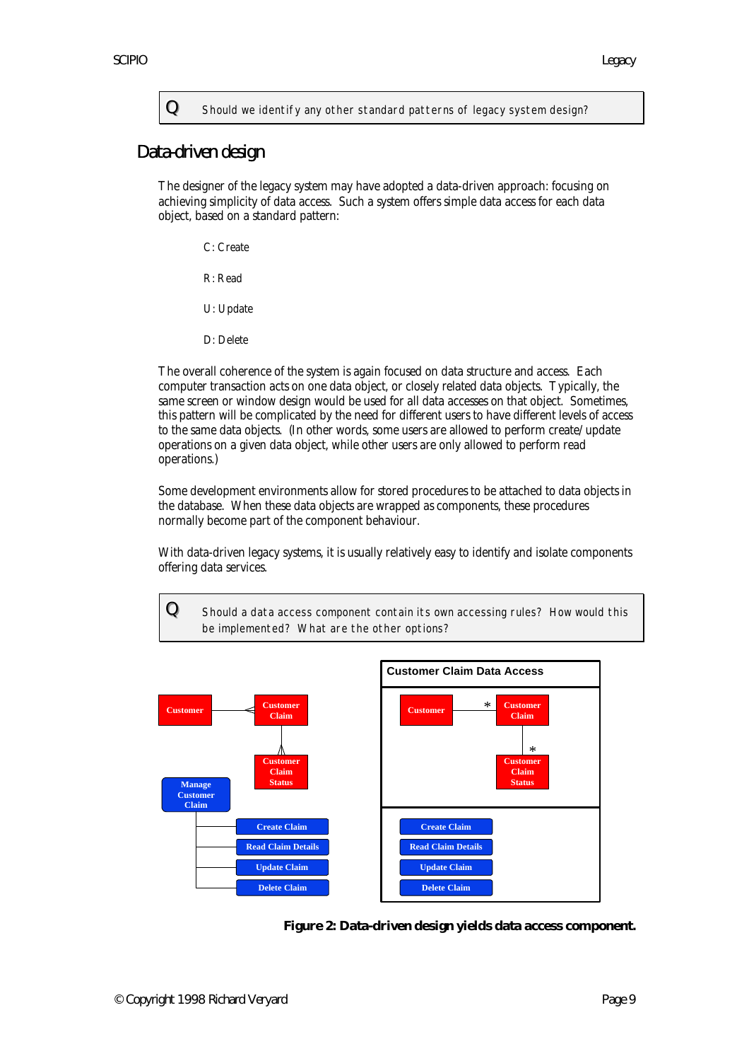> **Q** Should we identify any other standard patterns of legacy system design?

## Data-driven design

The designer of the legacy system may have adopted a data-driven approach: focusing on achieving simplicity of data access. Such a system offers simple data access for each data object, based on a standard pattern:

C: Create

R: Read

U: Update

D: Delete

The overall coherence of the system is again focused on data structure and access. Each computer transaction acts on one data object, or closely related data objects. Typically, the same screen or window design would be used for all data accesses on that object. Sometimes, this pattern will be complicated by the need for different users to have different levels of access to the same data objects. (In other words, some users are allowed to perform create/update operations on a given data object, while other users are only allowed to perform read operations.)

Some development environments allow for stored procedures to be attached to data objects in the database. When these data objects are wrapped as components, these procedures normally become part of the component behaviour.

With data-driven legacy systems, it is usually relatively easy to identify and isolate components offering data services.

> **Q** Should a data access component contain its own accessing rules? How would this be implemented? What are the other options?

**Figure 2: Data-driven design yields data access component.**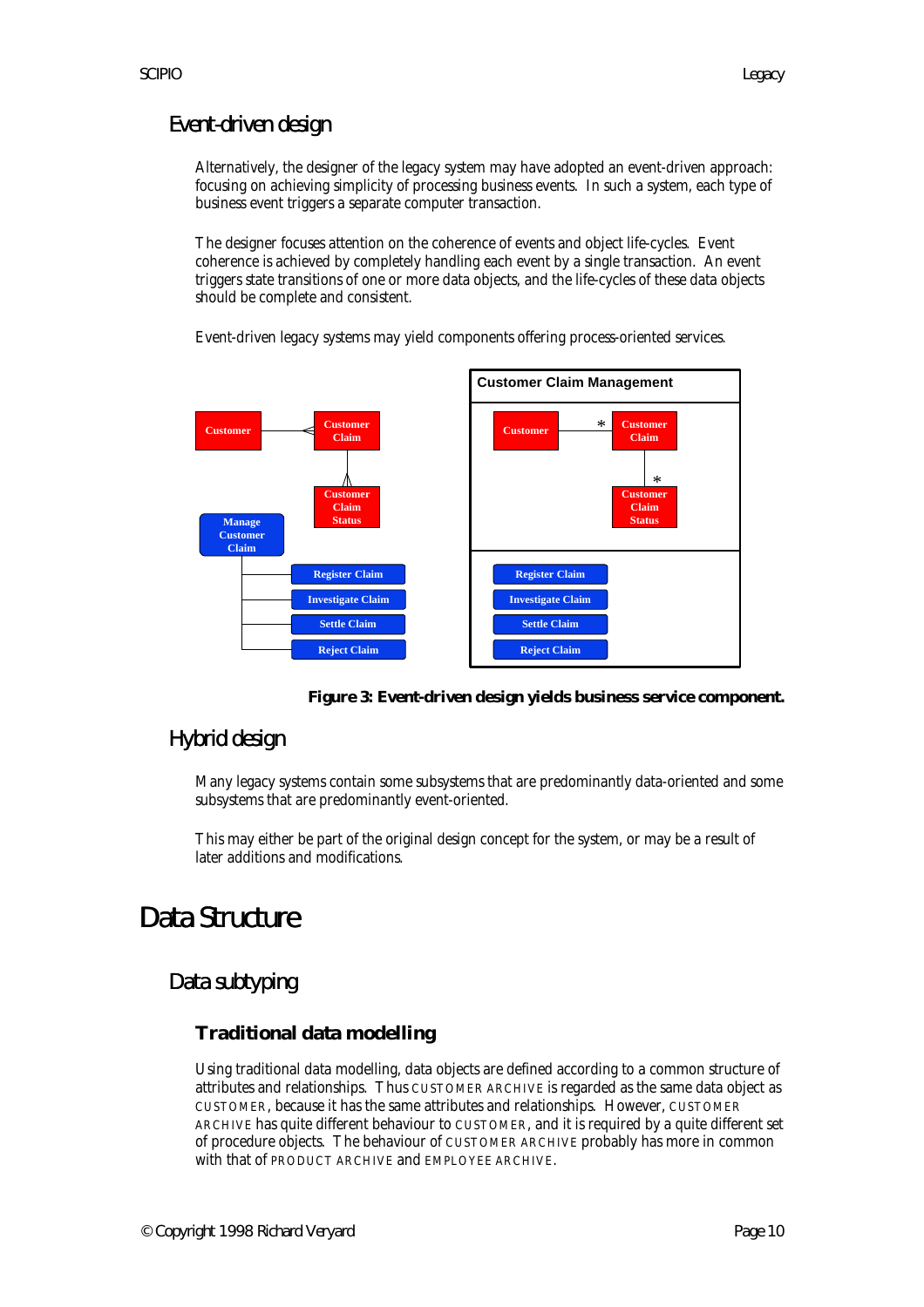## Event-driven design

Alternatively, the designer of the legacy system may have adopted an event-driven approach: focusing on achieving simplicity of processing business events. In such a system, each type of business event triggers a separate computer transaction.

The designer focuses attention on the coherence of events and object life-cycles. Event coherence is achieved by completely handling each event by a single transaction. An event triggers state transitions of one or more data objects, and the life-cycles of these data objects should be complete and consistent.

Event-driven legacy systems may yield components offering process-oriented services.

**Figure 3: Event-driven design yields business service component.**

## Hybrid design

Many legacy systems contain some subsystems that are predominantly data-oriented and some subsystems that are predominantly event-oriented.

This may either be part of the original design concept for the system, or may be a result of later additions and modifications.

# Data Structure

## Data subtyping

### Traditional data modelling

Using traditional data modelling, data objects are defined according to a common structure of attributes and relationships. Thus CUSTOMER ARCHIVE is regarded as the same data object as CUSTOMER, because it has the same attributes and relationships. However, CUSTOMER ARCHIVE has quite different behaviour to CUSTOMER, and it is required by a quite different set of procedure objects. The behaviour of CUSTOMER ARCHIVE probably has more in common with that of PRODUCT ARCHIVE and EMPLOYEE ARCHIVE.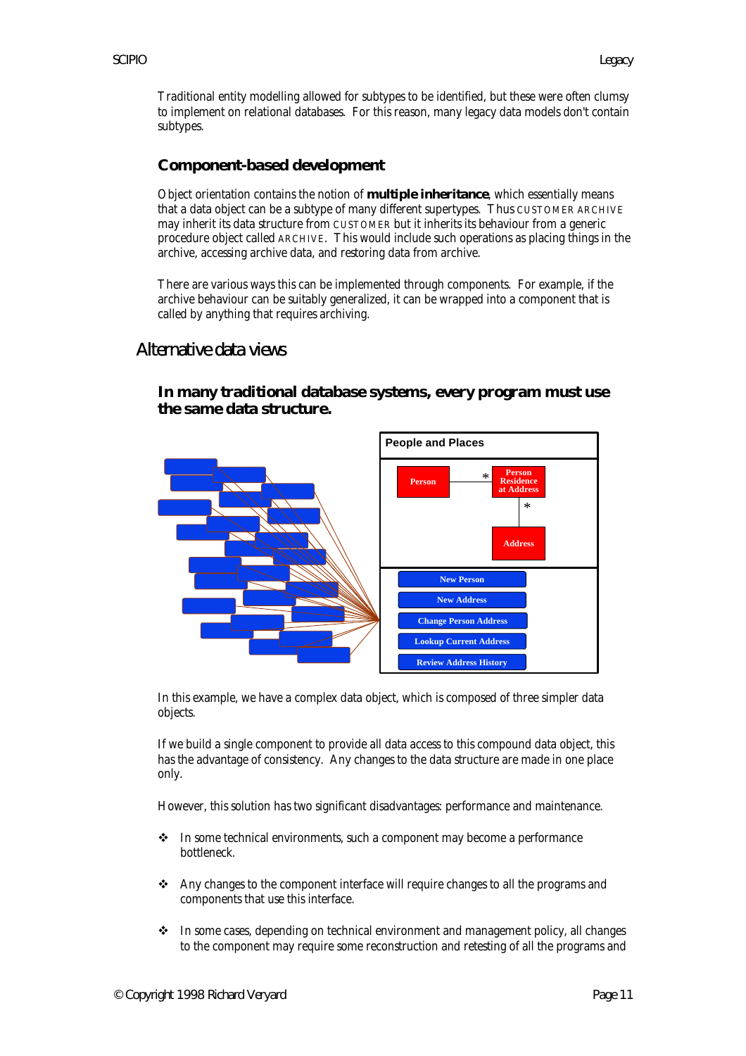Traditional entity modelling allowed for subtypes to be identified, but these were often clumsy to implement on relational databases. For this reason, many legacy data models don't contain subtypes.

### Component-based development

Object orientation contains the notion of **multiple inheritance**, which essentially means that a data object can be a subtype of many different supertypes. Thus CUSTOMER ARCHIVE may inherit its data structure from CUSTOMER but it inherits its behaviour from a generic procedure object called ARCHIVE. This would include such operations as placing things in the archive, accessing archive data, and restoring data from archive.

There are various ways this can be implemented through components. For example, if the archive behaviour can be suitably generalized, it can be wrapped into a component that is called by anything that requires archiving.

## Alternative data views

### In many traditional database systems, every program must use the same data structure.

People and Places

Person — * — Person Residence at Address — * — Address

New Person
New Address
Change Person Address
Lookup Current Address
Review Address History

In this example, we have a complex data object, which is composed of three simpler data objects.

If we build a single component to provide all data access to this compound data object, this has the advantage of consistency. Any changes to the data structure are made in one place only.

However, this solution has two significant disadvantages: performance and maintenance.

- In some technical environments, such a component may become a performance bottleneck.
- Any changes to the component interface will require changes to all the programs and components that use this interface.
- In some cases, depending on technical environment and management policy, all changes to the component may require some reconstruction and retesting of all the programs and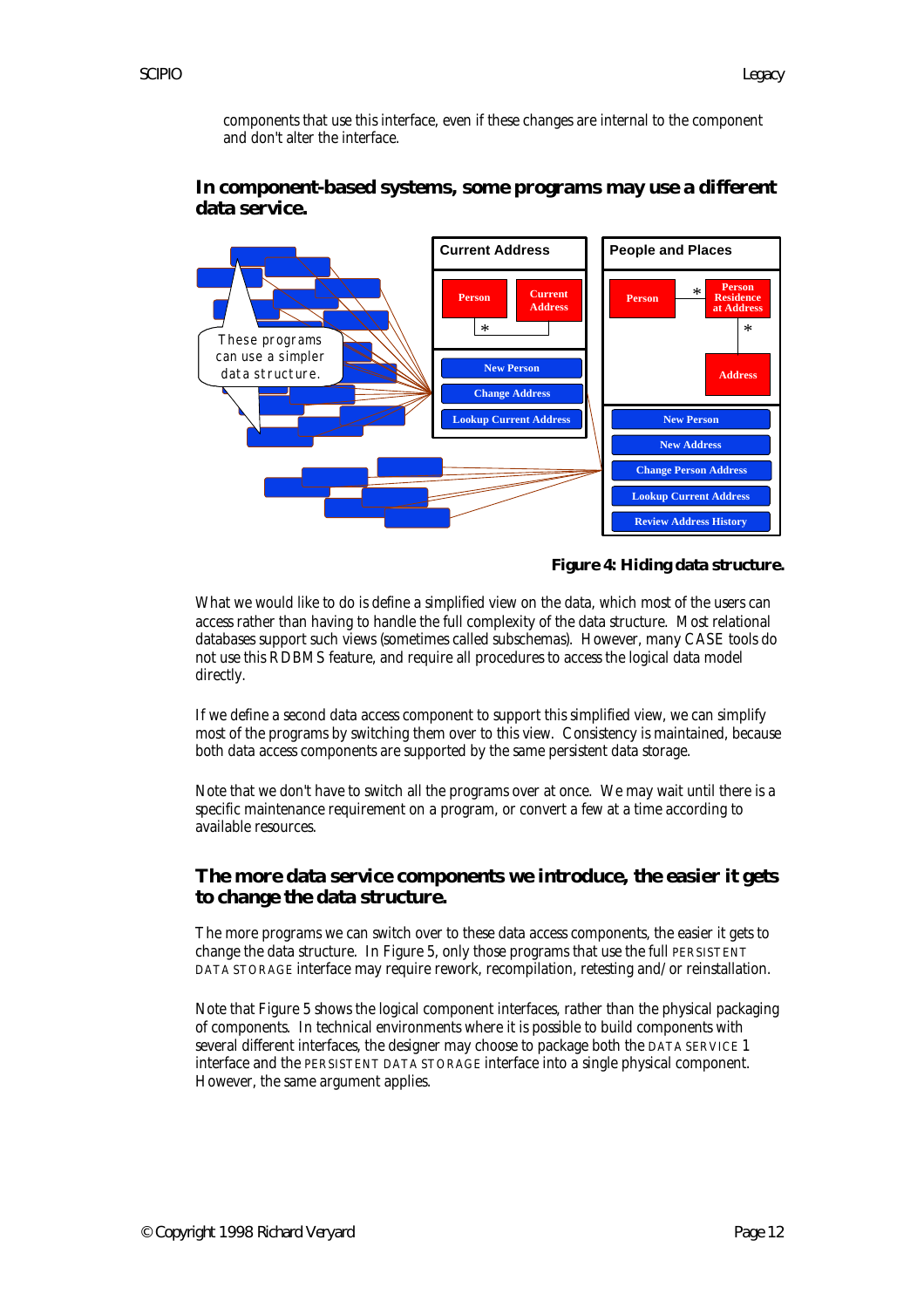components that use this interface, even if these changes are internal to the component and don't alter the interface.

## In component-based systems, some programs may use a different data service.

These programs can use a simpler data structure.

Current Address

Person | Current Address

New Person
Change Address
Lookup Current Address

People and Places

Person | Person Residence at Address | Address

New Person
New Address
Change Person Address
Lookup Current Address
Review Address History

**Figure 4: Hiding data structure.**

What we would like to do is define a simplified view on the data, which most of the users can access rather than having to handle the full complexity of the data structure. Most relational databases support such views (sometimes called subschemas). However, many CASE tools do not use this RDBMS feature, and require all procedures to access the logical data model directly.

If we define a second data access component to support this simplified view, we can simplify most of the programs by switching them over to this view. Consistency is maintained, because both data access components are supported by the same persistent data storage.

Note that we don't have to switch all the programs over at once. We may wait until there is a specific maintenance requirement on a program, or convert a few at a time according to available resources.

## The more data service components we introduce, the easier it gets to change the data structure.

The more programs we can switch over to these data access components, the easier it gets to change the data structure. In Figure 5, only those programs that use the full PERSISTENT DATA STORAGE interface may require rework, recompilation, retesting and/or reinstallation.

Note that Figure 5 shows the logical component interfaces, rather than the physical packaging of components. In technical environments where it is possible to build components with several different interfaces, the designer may choose to package both the DATA SERVICE 1 interface and the PERSISTENT DATA STORAGE interface into a single physical component. However, the same argument applies.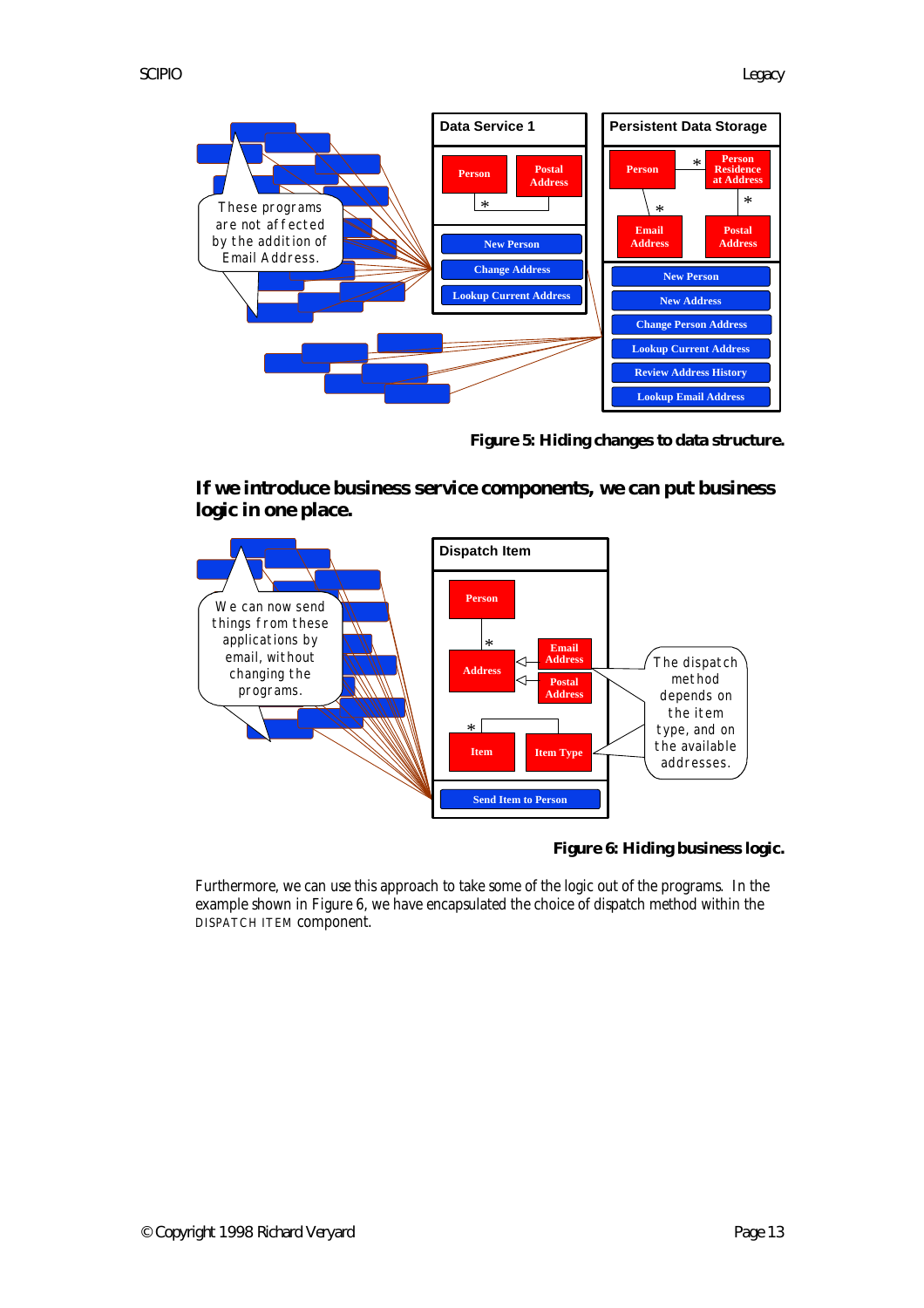**Figure 5: Hiding changes to data structure.**

## If we introduce business service components, we can put business logic in one place.

**Figure 6: Hiding business logic.**

Furthermore, we can use this approach to take some of the logic out of the programs. In the example shown in Figure 6, we have encapsulated the choice of dispatch method within the DISPATCH ITEM component.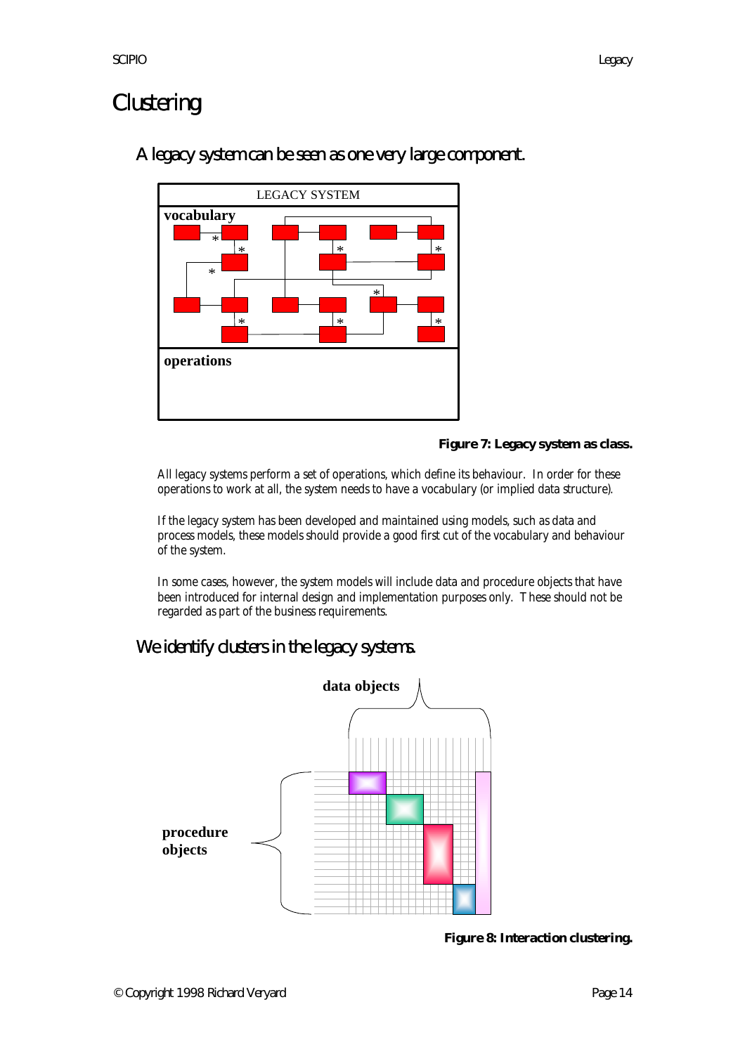# Clustering

## A legacy system can be seen as one very large component.

**Figure 7: Legacy system as class.**

All legacy systems perform a set of operations, which define its behaviour. In order for these operations to work at all, the system needs to have a vocabulary (or implied data structure).

If the legacy system has been developed and maintained using models, such as data and process models, these models should provide a good first cut of the vocabulary and behaviour of the system.

In some cases, however, the system models will include data and procedure objects that have been introduced for internal design and implementation purposes only. These should not be regarded as part of the business requirements.

## We identify clusters in the legacy systems.

**Figure 8: Interaction clustering.**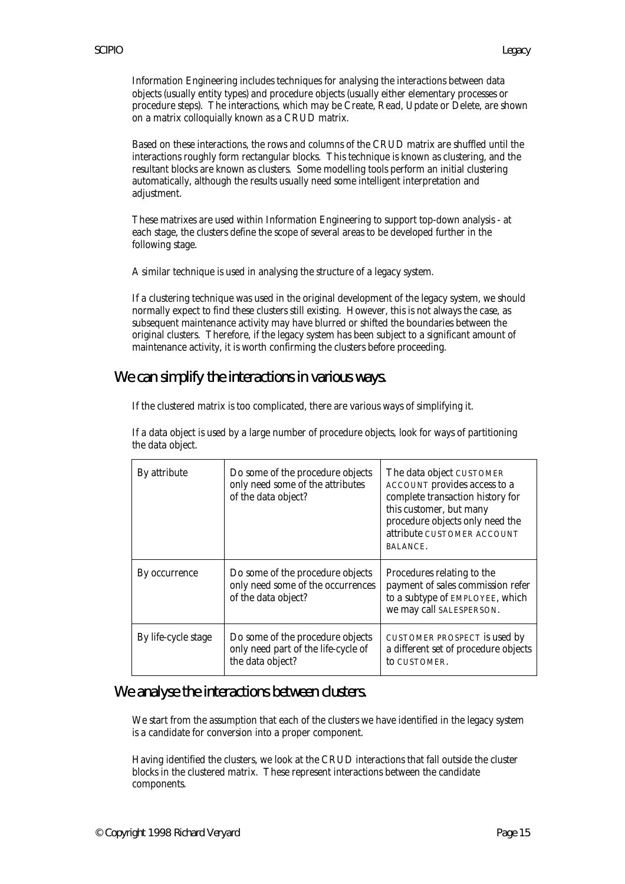Information Engineering includes techniques for analysing the interactions between data objects (usually entity types) and procedure objects (usually either elementary processes or procedure steps). The interactions, which may be Create, Read, Update or Delete, are shown on a matrix colloquially known as a CRUD matrix.

Based on these interactions, the rows and columns of the CRUD matrix are shuffled until the interactions roughly form rectangular blocks. This technique is known as clustering, and the resultant blocks are known as clusters. Some modelling tools perform an initial clustering automatically, although the results usually need some intelligent interpretation and adjustment.

These matrixes are used within Information Engineering to support top-down analysis - at each stage, the clusters define the scope of several areas to be developed further in the following stage.

A similar technique is used in analysing the structure of a legacy system.

If a clustering technique was used in the original development of the legacy system, we should normally expect to find these clusters still existing. However, this is not always the case, as subsequent maintenance activity may have blurred or shifted the boundaries between the original clusters. Therefore, if the legacy system has been subject to a significant amount of maintenance activity, it is worth confirming the clusters before proceeding.

## We can simplify the interactions in various ways.

If the clustered matrix is too complicated, there are various ways of simplifying it.

If a data object is used by a large number of procedure objects, look for ways of partitioning the data object.

| | | |
|---|---|---|
| By attribute | Do some of the procedure objects only need some of the attributes of the data object? | The data object CUSTOMER ACCOUNT provides access to a complete transaction history for this customer, but many procedure objects only need the attribute CUSTOMER ACCOUNT BALANCE. |
| By occurrence | Do some of the procedure objects only need some of the occurrences of the data object? | Procedures relating to the payment of sales commission refer to a subtype of EMPLOYEE, which we may call SALESPERSON. |
| By life-cycle stage | Do some of the procedure objects only need part of the life-cycle of the data object? | CUSTOMER PROSPECT is used by a different set of procedure objects to CUSTOMER. |

## We analyse the interactions between clusters.

We start from the assumption that each of the clusters we have identified in the legacy system is a candidate for conversion into a proper component.

Having identified the clusters, we look at the CRUD interactions that fall outside the cluster blocks in the clustered matrix. These represent interactions between the candidate components.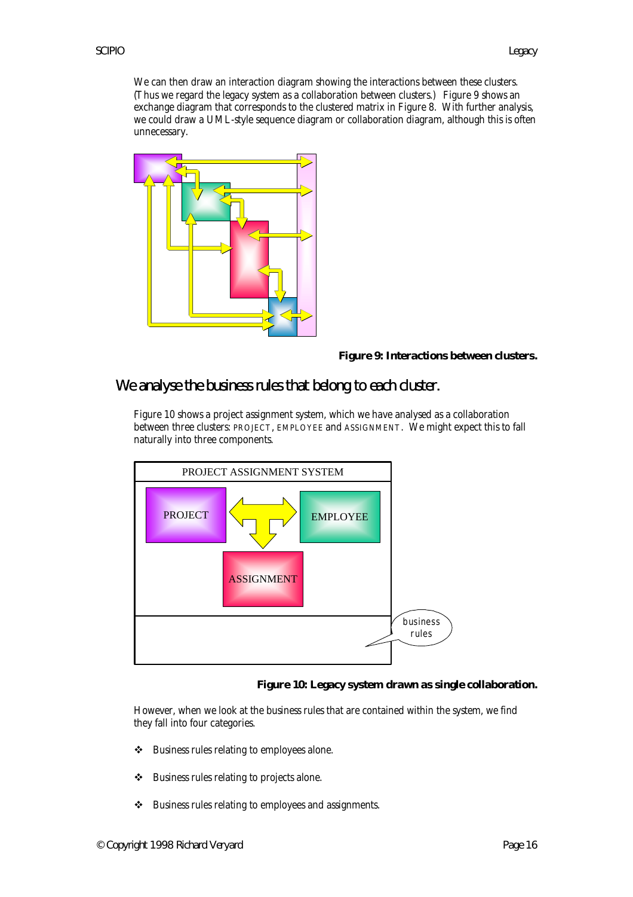We can then draw an interaction diagram showing the interactions between these clusters. (Thus we regard the legacy system as a collaboration between clusters.) Figure 9 shows an exchange diagram that corresponds to the clustered matrix in Figure 8. With further analysis, we could draw a UML-style sequence diagram or collaboration diagram, although this is often unnecessary.

**Figure 9: Interactions between clusters.**

## We analyse the business rules that belong to each cluster.

Figure 10 shows a project assignment system, which we have analysed as a collaboration between three clusters: PROJECT, EMPLOYEE and ASSIGNMENT. We might expect this to fall naturally into three components.

**Figure 10: Legacy system drawn as single collaboration.**

However, when we look at the business rules that are contained within the system, we find they fall into four categories.

- Business rules relating to employees alone.
- Business rules relating to projects alone.
- Business rules relating to employees and assignments.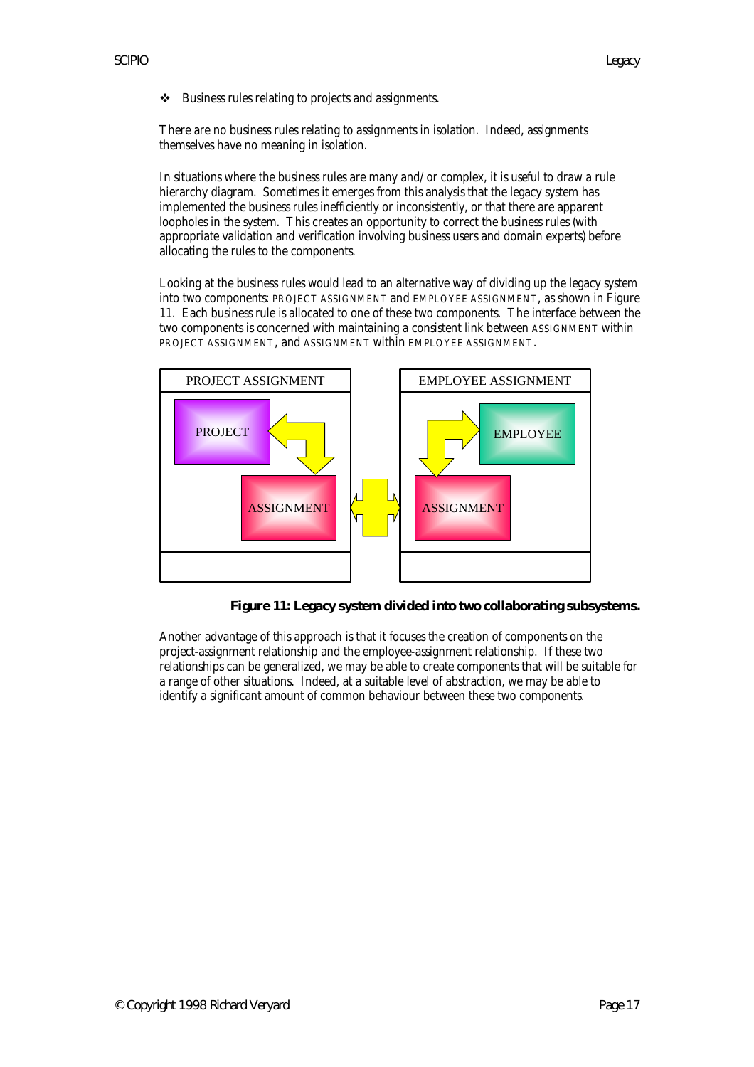- Business rules relating to projects and assignments.

There are no business rules relating to assignments in isolation. Indeed, assignments themselves have no meaning in isolation.

In situations where the business rules are many and/or complex, it is useful to draw a rule hierarchy diagram. Sometimes it emerges from this analysis that the legacy system has implemented the business rules inefficiently or inconsistently, or that there are apparent loopholes in the system. This creates an opportunity to correct the business rules (with appropriate validation and verification involving business users and domain experts) before allocating the rules to the components.

Looking at the business rules would lead to an alternative way of dividing up the legacy system into two components: PROJECT ASSIGNMENT and EMPLOYEE ASSIGNMENT, as shown in Figure 11. Each business rule is allocated to one of these two components. The interface between the two components is concerned with maintaining a consistent link between ASSIGNMENT within PROJECT ASSIGNMENT, and ASSIGNMENT within EMPLOYEE ASSIGNMENT.

**Figure 11: Legacy system divided into two collaborating subsystems.**

Another advantage of this approach is that it focuses the creation of components on the project-assignment relationship and the employee-assignment relationship. If these two relationships can be generalized, we may be able to create components that will be suitable for a range of other situations. Indeed, at a suitable level of abstraction, we may be able to identify a significant amount of common behaviour between these two components.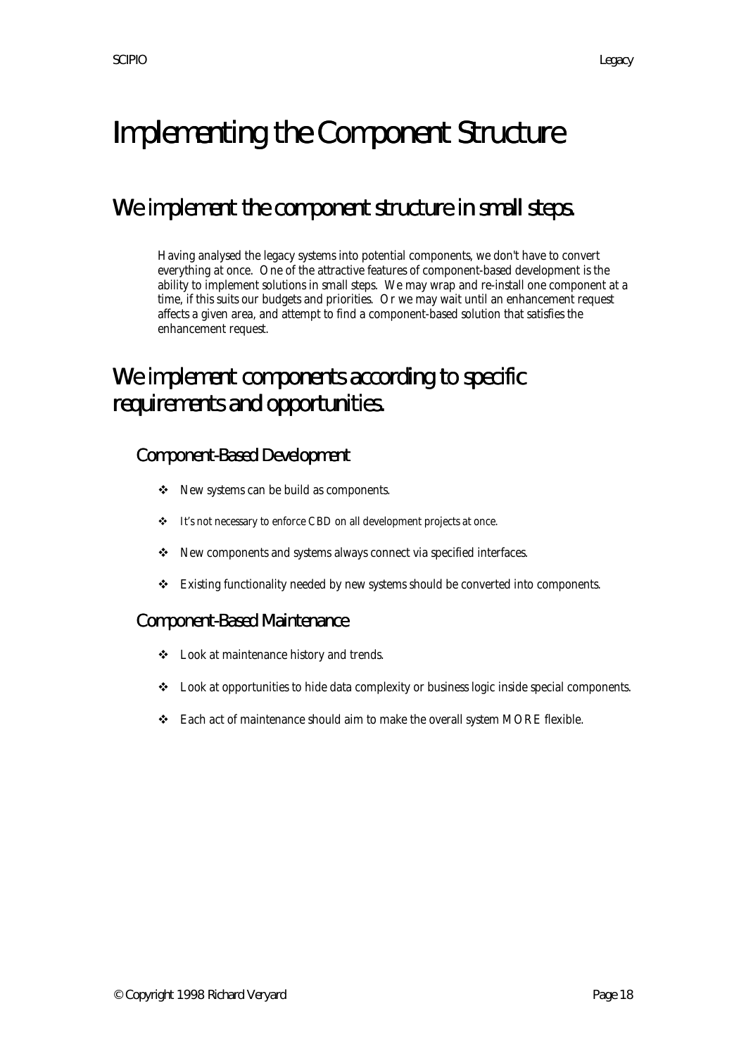# Implementing the Component Structure

## We implement the component structure in small steps.

Having analysed the legacy systems into potential components, we don't have to convert everything at once. One of the attractive features of component-based development is the ability to implement solutions in small steps. We may wrap and re-install one component at a time, if this suits our budgets and priorities. Or we may wait until an enhancement request affects a given area, and attempt to find a component-based solution that satisfies the enhancement request.

## We implement components according to specific requirements and opportunities.

### Component-Based Development

- New systems can be build as components.
- It's not necessary to enforce CBD on all development projects at once.
- New components and systems always connect via specified interfaces.
- Existing functionality needed by new systems should be converted into components.

### Component-Based Maintenance

- Look at maintenance history and trends.
- Look at opportunities to hide data complexity or business logic inside special components.
- Each act of maintenance should aim to make the overall system MORE flexible.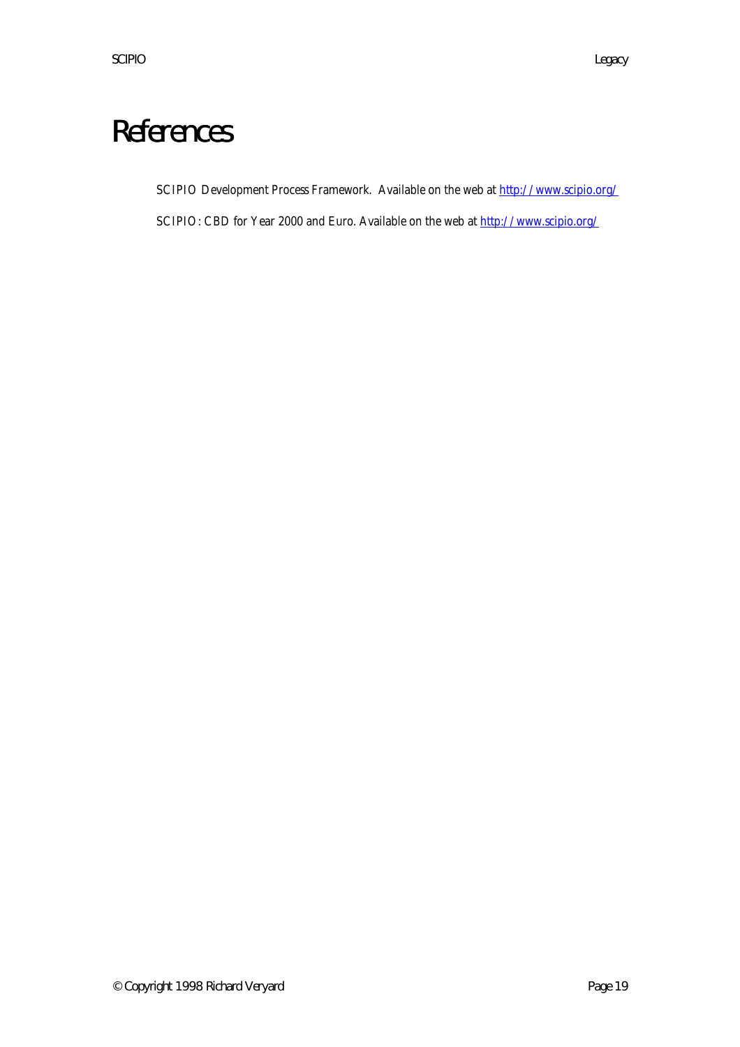# References

SCIPIO Development Process Framework. Available on the web at http://www.scipio.org/

SCIPIO: CBD for Year 2000 and Euro. Available on the web at http://www.scipio.org/